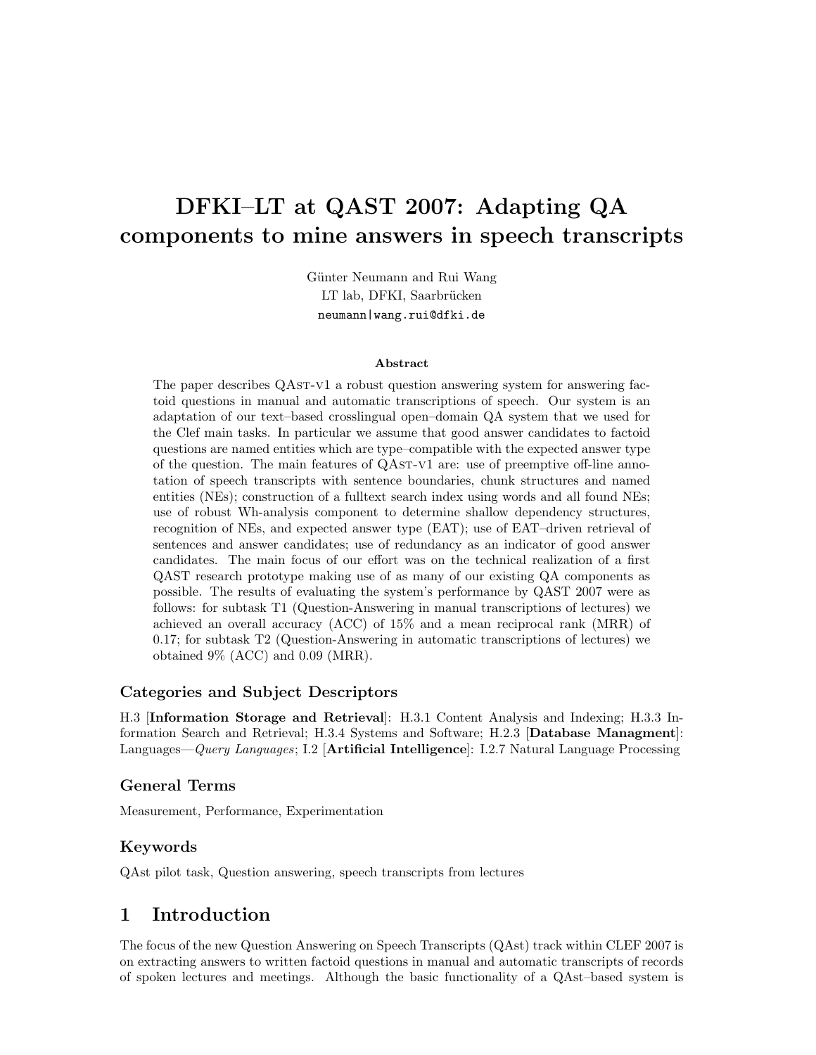# DFKI–LT at QAST 2007: Adapting QA components to mine answers in speech transcripts

Günter Neumann and Rui Wang
LT lab, DFKI, Saarbrücken
neumann|wang.rui@dfki.de

### Abstract

The paper describes QAst-v1 a robust question answering system for answering factoid questions in manual and automatic transcriptions of speech. Our system is an adaptation of our text–based crosslingual open–domain QA system that we used for the Clef main tasks. In particular we assume that good answer candidates to factoid questions are named entities which are type–compatible with the expected answer type of the question. The main features of QAst-v1 are: use of preemptive off-line annotation of speech transcripts with sentence boundaries, chunk structures and named entities (NEs); construction of a fulltext search index using words and all found NEs; use of robust Wh-analysis component to determine shallow dependency structures, recognition of NEs, and expected answer type (EAT); use of EAT–driven retrieval of sentences and answer candidates; use of redundancy as an indicator of good answer candidates. The main focus of our effort was on the technical realization of a first QAST research prototype making use of as many of our existing QA components as possible. The results of evaluating the system's performance by QAST 2007 were as follows: for subtask T1 (Question-Answering in manual transcriptions of lectures) we achieved an overall accuracy (ACC) of 15% and a mean reciprocal rank (MRR) of 0.17; for subtask T2 (Question-Answering in automatic transcriptions of lectures) we obtained 9% (ACC) and 0.09 (MRR).

### Categories and Subject Descriptors

H.3 [**Information Storage and Retrieval**]: H.3.1 Content Analysis and Indexing; H.3.3 Information Search and Retrieval; H.3.4 Systems and Software; H.2.3 [**Database Managment**]: Languages—*Query Languages*; I.2 [**Artificial Intelligence**]: I.2.7 Natural Language Processing

### General Terms

Measurement, Performance, Experimentation

### Keywords

QAst pilot task, Question answering, speech transcripts from lectures

## 1 Introduction

The focus of the new Question Answering on Speech Transcripts (QAst) track within CLEF 2007 is on extracting answers to written factoid questions in manual and automatic transcripts of records of spoken lectures and meetings. Although the basic functionality of a QAst–based system is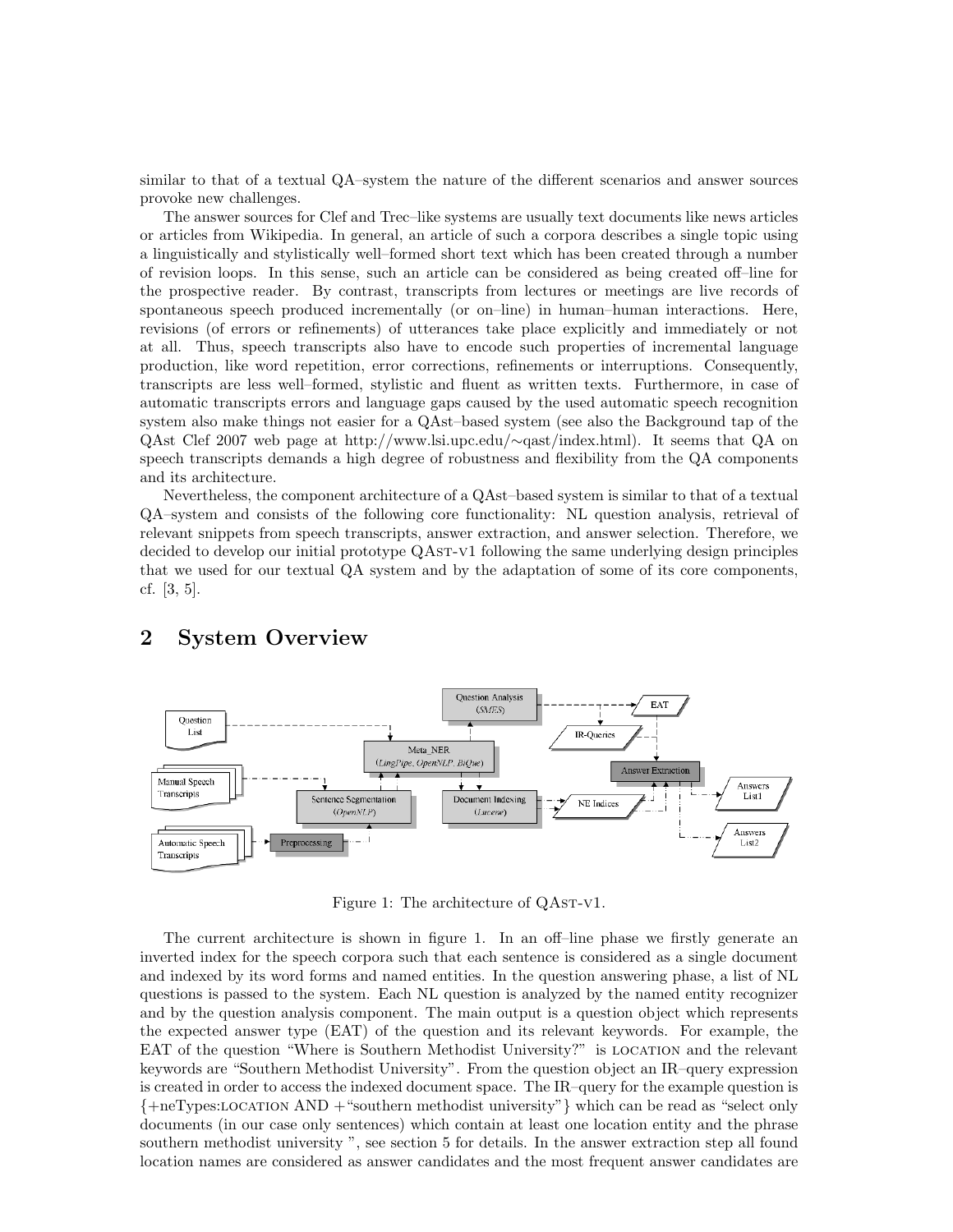similar to that of a textual QA–system the nature of the different scenarios and answer sources provoke new challenges.

The answer sources for Clef and Trec–like systems are usually text documents like news articles or articles from Wikipedia. In general, an article of such a corpora describes a single topic using a linguistically and stylistically well–formed short text which has been created through a number of revision loops. In this sense, such an article can be considered as being created off–line for the prospective reader. By contrast, transcripts from lectures or meetings are live records of spontaneous speech produced incrementally (or on–line) in human–human interactions. Here, revisions (of errors or refinements) of utterances take place explicitly and immediately or not at all. Thus, speech transcripts also have to encode such properties of incremental language production, like word repetition, error corrections, refinements or interruptions. Consequently, transcripts are less well–formed, stylistic and fluent as written texts. Furthermore, in case of automatic transcripts errors and language gaps caused by the used automatic speech recognition system also make things not easier for a QAst–based system (see also the Background tap of the QAst Clef 2007 web page at http://www.lsi.upc.edu/∼qast/index.html). It seems that QA on speech transcripts demands a high degree of robustness and flexibility from the QA components and its architecture.

Nevertheless, the component architecture of a QAst–based system is similar to that of a textual QA–system and consists of the following core functionality: NL question analysis, retrieval of relevant snippets from speech transcripts, answer extraction, and answer selection. Therefore, we decided to develop our initial prototype QAst-v1 following the same underlying design principles that we used for our textual QA system and by the adaptation of some of its core components, cf. [3, 5].

## 2 System Overview

Question List
Manual Speech Transcripts
Automatic Speech Transcripts
Preprocessing
Sentence Segmentation (*OpenNLP*)
Meta_NER (*LingPipe, OpenNLP, BiQue*)
Question Analysis (*SMES*)
Document Indexing (*Lucene*)
EAT
IR-Queries
Answer Extraction
NE Indices
Answers List1
Answers List2

Figure 1: The architecture of QAst-v1.

The current architecture is shown in figure 1. In an off–line phase we firstly generate an inverted index for the speech corpora such that each sentence is considered as a single document and indexed by its word forms and named entities. In the question answering phase, a list of NL questions is passed to the system. Each NL question is analyzed by the named entity recognizer and by the question analysis component. The main output is a question object which represents the expected answer type (EAT) of the question and its relevant keywords. For example, the EAT of the question "Where is Southern Methodist University?" is location and the relevant keywords are "Southern Methodist University". From the question object an IR–query expression is created in order to access the indexed document space. The IR–query for the example question is {+neTypes:location AND +"southern methodist university"} which can be read as "select only documents (in our case only sentences) which contain at least one location entity and the phrase southern methodist university ", see section 5 for details. In the answer extraction step all found location names are considered as answer candidates and the most frequent answer candidates are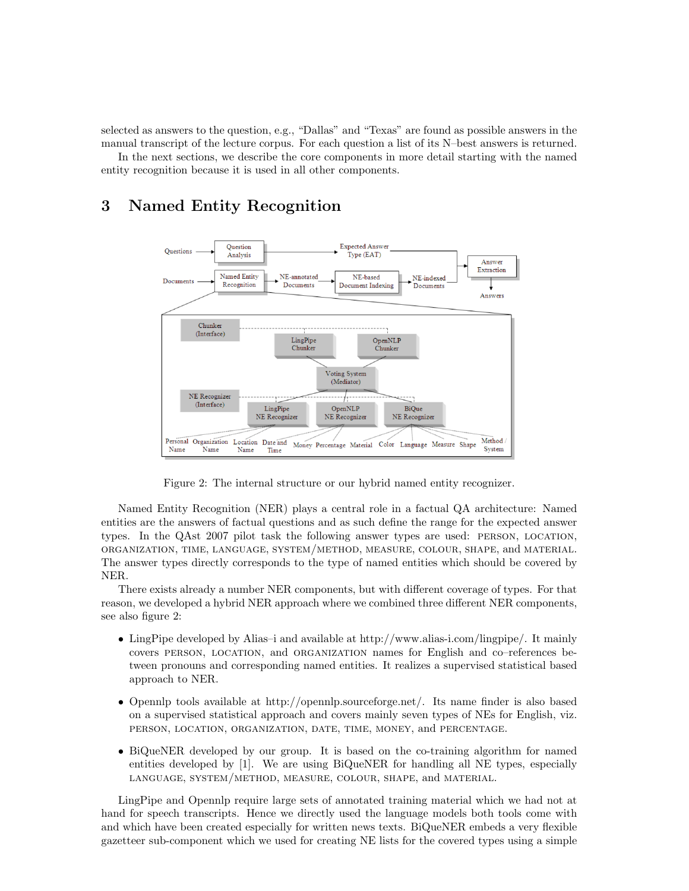selected as answers to the question, e.g., "Dallas" and "Texas" are found as possible answers in the manual transcript of the lecture corpus. For each question a list of its N–best answers is returned.

In the next sections, we describe the core components in more detail starting with the named entity recognition because it is used in all other components.

# 3 Named Entity Recognition

Figure 2: The internal structure or our hybrid named entity recognizer.

Named Entity Recognition (NER) plays a central role in a factual QA architecture: Named entities are the answers of factual questions and as such define the range for the expected answer types. In the QAst 2007 pilot task the following answer types are used: PERSON, LOCATION, ORGANIZATION, TIME, LANGUAGE, SYSTEM/METHOD, MEASURE, COLOUR, SHAPE, and MATERIAL. The answer types directly corresponds to the type of named entities which should be covered by NER.

There exists already a number NER components, but with different coverage of types. For that reason, we developed a hybrid NER approach where we combined three different NER components, see also figure 2:

- LingPipe developed by Alias–i and available at http://www.alias-i.com/lingpipe/. It mainly covers PERSON, LOCATION, and ORGANIZATION names for English and co–references between pronouns and corresponding named entities. It realizes a supervised statistical based approach to NER.
- Opennlp tools available at http://opennlp.sourceforge.net/. Its name finder is also based on a supervised statistical approach and covers mainly seven types of NEs for English, viz. PERSON, LOCATION, ORGANIZATION, DATE, TIME, MONEY, and PERCENTAGE.
- BiQueNER developed by our group. It is based on the co-training algorithm for named entities developed by [1]. We are using BiQueNER for handling all NE types, especially LANGUAGE, SYSTEM/METHOD, MEASURE, COLOUR, SHAPE, and MATERIAL.

LingPipe and Opennlp require large sets of annotated training material which we had not at hand for speech transcripts. Hence we directly used the language models both tools come with and which have been created especially for written news texts. BiQueNER embeds a very flexible gazetteer sub-component which we used for creating NE lists for the covered types using a simple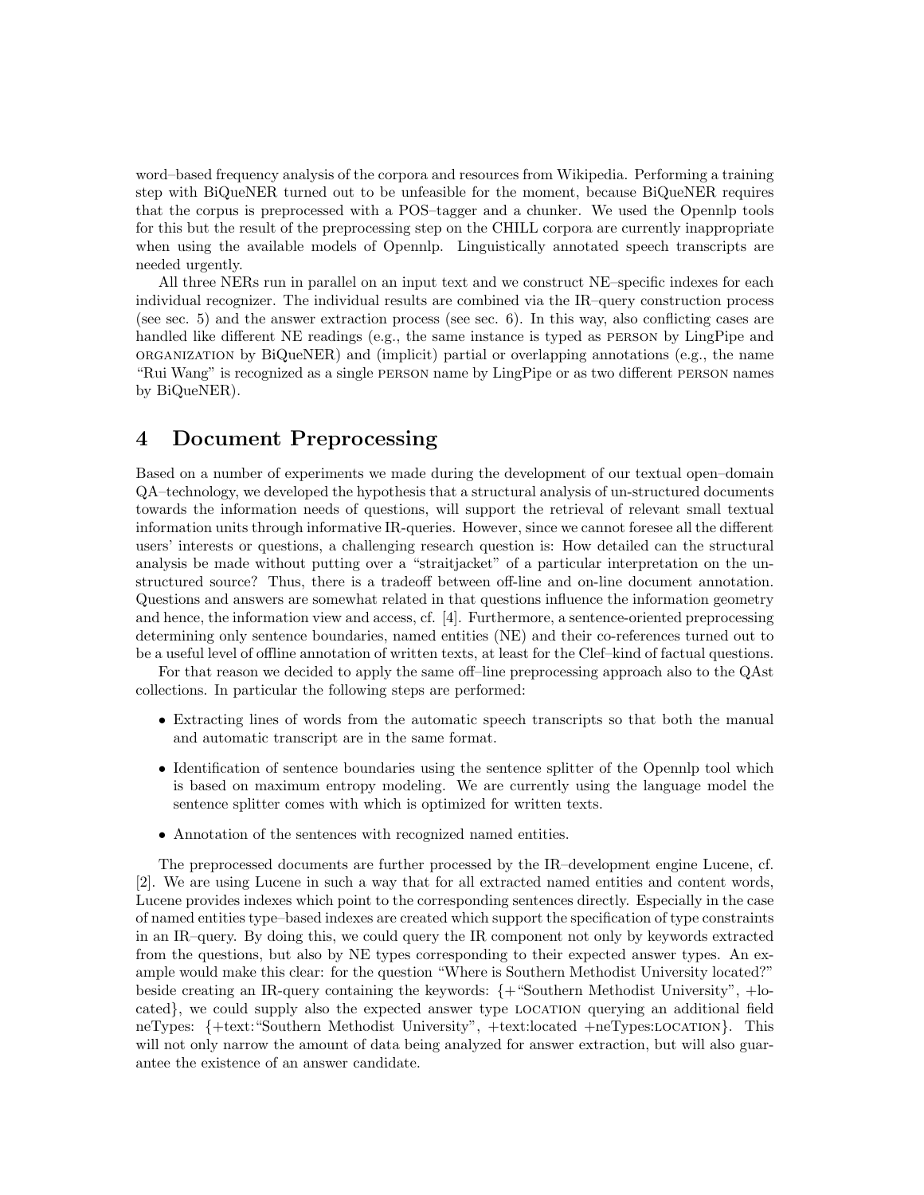word–based frequency analysis of the corpora and resources from Wikipedia. Performing a training step with BiQueNER turned out to be unfeasible for the moment, because BiQueNER requires that the corpus is preprocessed with a POS–tagger and a chunker. We used the Opennlp tools for this but the result of the preprocessing step on the CHILL corpora are currently inappropriate when using the available models of Opennlp. Linguistically annotated speech transcripts are needed urgently.

All three NERs run in parallel on an input text and we construct NE–specific indexes for each individual recognizer. The individual results are combined via the IR–query construction process (see sec. 5) and the answer extraction process (see sec. 6). In this way, also conflicting cases are handled like different NE readings (e.g., the same instance is typed as PERSON by LingPipe and ORGANIZATION by BiQueNER) and (implicit) partial or overlapping annotations (e.g., the name "Rui Wang" is recognized as a single PERSON name by LingPipe or as two different PERSON names by BiQueNER).

# 4 Document Preprocessing

Based on a number of experiments we made during the development of our textual open–domain QA–technology, we developed the hypothesis that a structural analysis of un-structured documents towards the information needs of questions, will support the retrieval of relevant small textual information units through informative IR-queries. However, since we cannot foresee all the different users' interests or questions, a challenging research question is: How detailed can the structural analysis be made without putting over a "straitjacket" of a particular interpretation on the un-structured source? Thus, there is a tradeoff between off-line and on-line document annotation. Questions and answers are somewhat related in that questions influence the information geometry and hence, the information view and access, cf. [4]. Furthermore, a sentence-oriented preprocessing determining only sentence boundaries, named entities (NE) and their co-references turned out to be a useful level of offline annotation of written texts, at least for the Clef–kind of factual questions.

For that reason we decided to apply the same off–line preprocessing approach also to the QAst collections. In particular the following steps are performed:

- Extracting lines of words from the automatic speech transcripts so that both the manual and automatic transcript are in the same format.
- Identification of sentence boundaries using the sentence splitter of the Opennlp tool which is based on maximum entropy modeling. We are currently using the language model the sentence splitter comes with which is optimized for written texts.
- Annotation of the sentences with recognized named entities.

The preprocessed documents are further processed by the IR–development engine Lucene, cf. [2]. We are using Lucene in such a way that for all extracted named entities and content words, Lucene provides indexes which point to the corresponding sentences directly. Especially in the case of named entities type–based indexes are created which support the specification of type constraints in an IR–query. By doing this, we could query the IR component not only by keywords extracted from the questions, but also by NE types corresponding to their expected answer types. An example would make this clear: for the question "Where is Southern Methodist University located?" beside creating an IR-query containing the keywords: {+"Southern Methodist University", +located}, we could supply also the expected answer type LOCATION querying an additional field neTypes: {+text:"Southern Methodist University", +text:located +neTypes:LOCATION}. This will not only narrow the amount of data being analyzed for answer extraction, but will also guarantee the existence of an answer candidate.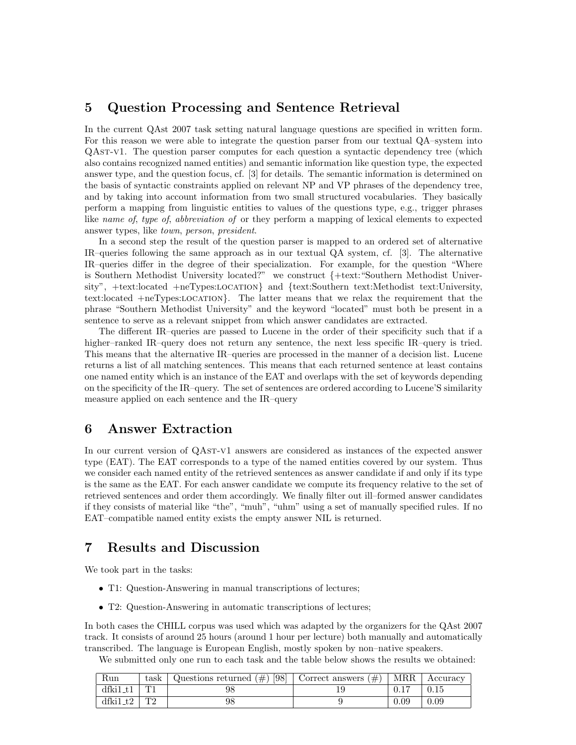## 5 Question Processing and Sentence Retrieval

In the current QAst 2007 task setting natural language questions are specified in written form. For this reason we were able to integrate the question parser from our textual QA–system into QAst-v1. The question parser computes for each question a syntactic dependency tree (which also contains recognized named entities) and semantic information like question type, the expected answer type, and the question focus, cf. [3] for details. The semantic information is determined on the basis of syntactic constraints applied on relevant NP and VP phrases of the dependency tree, and by taking into account information from two small structured vocabularies. They basically perform a mapping from linguistic entities to values of the questions type, e.g., trigger phrases like *name of*, *type of*, *abbreviation of* or they perform a mapping of lexical elements to expected answer types, like *town*, *person*, *president*.

In a second step the result of the question parser is mapped to an ordered set of alternative IR–queries following the same approach as in our textual QA system, cf. [3]. The alternative IR–queries differ in the degree of their specialization. For example, for the question "Where is Southern Methodist University located?" we construct {+text:"Southern Methodist University", +text:located +neTypes:LOCATION} and {text:Southern text:Methodist text:University, text:located +neTypes:LOCATION}. The latter means that we relax the requirement that the phrase "Southern Methodist University" and the keyword "located" must both be present in a sentence to serve as a relevant snippet from which answer candidates are extracted.

The different IR–queries are passed to Lucene in the order of their specificity such that if a higher–ranked IR–query does not return any sentence, the next less specific IR–query is tried. This means that the alternative IR–queries are processed in the manner of a decision list. Lucene returns a list of all matching sentences. This means that each returned sentence at least contains one named entity which is an instance of the EAT and overlaps with the set of keywords depending on the specificity of the IR–query. The set of sentences are ordered according to Lucene'S similarity measure applied on each sentence and the IR–query

## 6 Answer Extraction

In our current version of QAst-v1 answers are considered as instances of the expected answer type (EAT). The EAT corresponds to a type of the named entities covered by our system. Thus we consider each named entity of the retrieved sentences as answer candidate if and only if its type is the same as the EAT. For each answer candidate we compute its frequency relative to the set of retrieved sentences and order them accordingly. We finally filter out ill–formed answer candidates if they consists of material like "the", "muh", "uhm" using a set of manually specified rules. If no EAT–compatible named entity exists the empty answer NIL is returned.

## 7 Results and Discussion

We took part in the tasks:

- T1: Question-Answering in manual transcriptions of lectures;
- T2: Question-Answering in automatic transcriptions of lectures;

In both cases the CHILL corpus was used which was adapted by the organizers for the QAst 2007 track. It consists of around 25 hours (around 1 hour per lecture) both manually and automatically transcribed. The language is European English, mostly spoken by non–native speakers.

We submitted only one run to each task and the table below shows the results we obtained:

| Run | task | Questions returned (#) [98] | Correct answers (#) | MRR | Accuracy |
|---|---|---|---|---|---|
| dfki1_t1 | T1 | 98 | 19 | 0.17 | 0.15 |
| dfki1_t2 | T2 | 98 | 9 | 0.09 | 0.09 |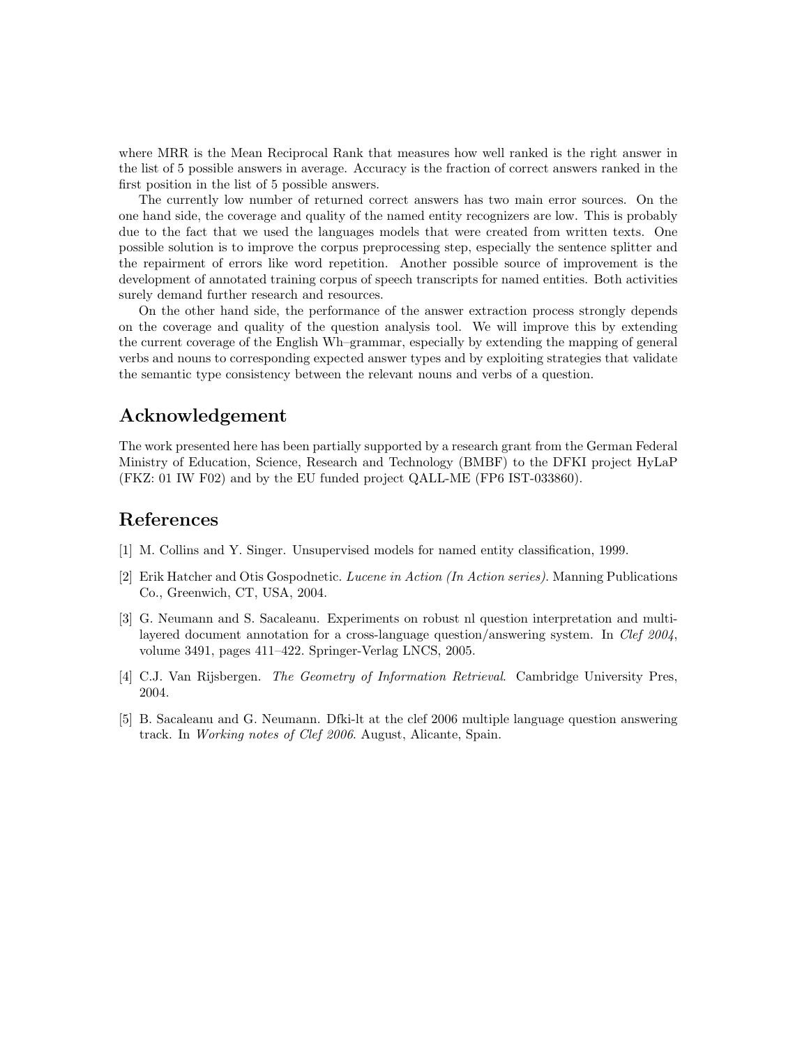where MRR is the Mean Reciprocal Rank that measures how well ranked is the right answer in the list of 5 possible answers in average. Accuracy is the fraction of correct answers ranked in the first position in the list of 5 possible answers.

The currently low number of returned correct answers has two main error sources. On the one hand side, the coverage and quality of the named entity recognizers are low. This is probably due to the fact that we used the languages models that were created from written texts. One possible solution is to improve the corpus preprocessing step, especially the sentence splitter and the repairment of errors like word repetition. Another possible source of improvement is the development of annotated training corpus of speech transcripts for named entities. Both activities surely demand further research and resources.

On the other hand side, the performance of the answer extraction process strongly depends on the coverage and quality of the question analysis tool. We will improve this by extending the current coverage of the English Wh–grammar, especially by extending the mapping of general verbs and nouns to corresponding expected answer types and by exploiting strategies that validate the semantic type consistency between the relevant nouns and verbs of a question.

## Acknowledgement

The work presented here has been partially supported by a research grant from the German Federal Ministry of Education, Science, Research and Technology (BMBF) to the DFKI project HyLaP (FKZ: 01 IW F02) and by the EU funded project QALL-ME (FP6 IST-033860).

## References

[1] M. Collins and Y. Singer. Unsupervised models for named entity classification, 1999.

[2] Erik Hatcher and Otis Gospodnetic. *Lucene in Action (In Action series)*. Manning Publications Co., Greenwich, CT, USA, 2004.

[3] G. Neumann and S. Sacaleanu. Experiments on robust nl question interpretation and multi-layered document annotation for a cross-language question/answering system. In *Clef 2004*, volume 3491, pages 411–422. Springer-Verlag LNCS, 2005.

[4] C.J. Van Rijsbergen. *The Geometry of Information Retrieval*. Cambridge University Pres, 2004.

[5] B. Sacaleanu and G. Neumann. Dfki-lt at the clef 2006 multiple language question answering track. In *Working notes of Clef 2006*. August, Alicante, Spain.